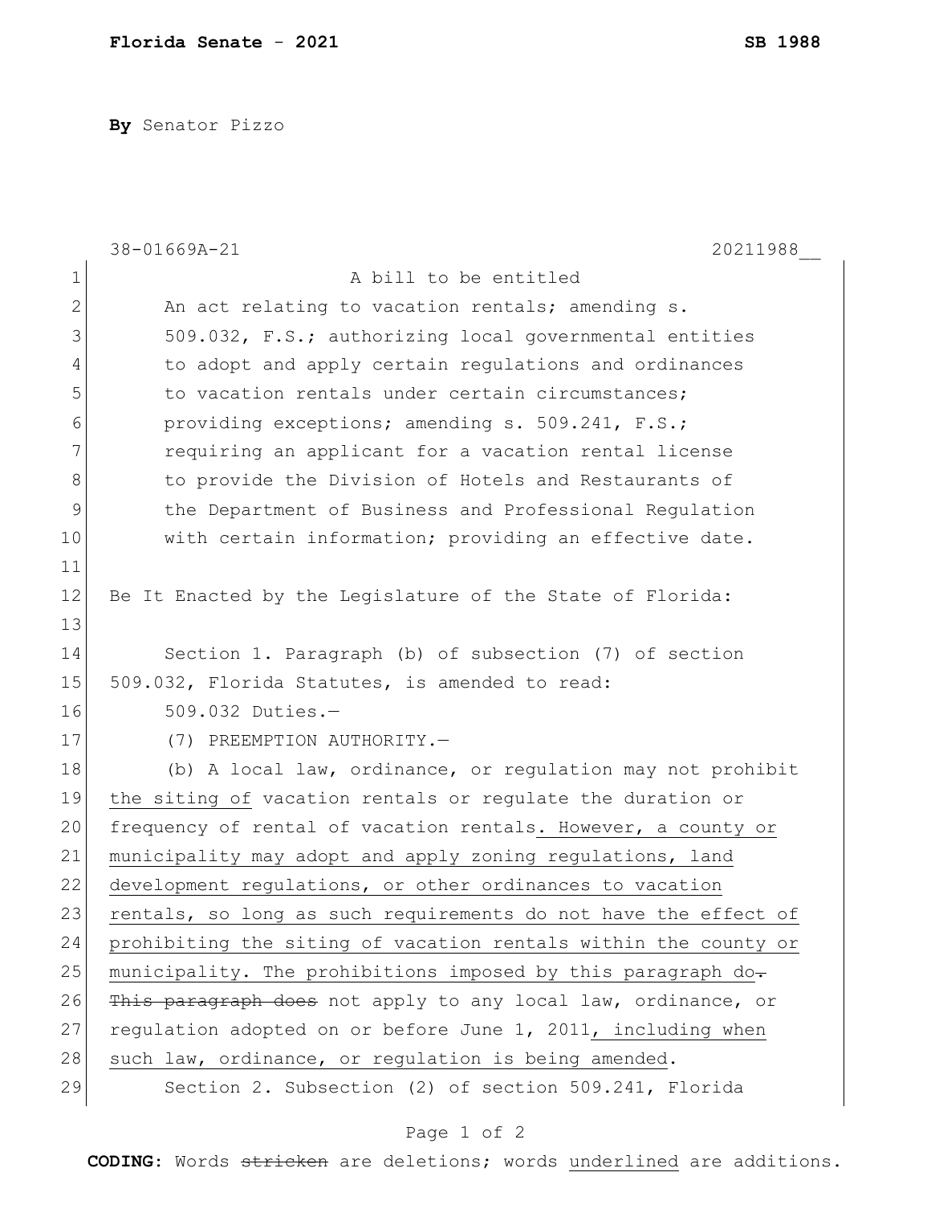**Florida Senate - 2021** **SB 1988**

**By** Senator Pizzo

38-01669A-21 20211988__

1 A bill to be entitled
2 An act relating to vacation rentals; amending s.
3 509.032, F.S.; authorizing local governmental entities
4 to adopt and apply certain regulations and ordinances
5 to vacation rentals under certain circumstances;
6 providing exceptions; amending s. 509.241, F.S.;
7 requiring an applicant for a vacation rental license
8 to provide the Division of Hotels and Restaurants of
9 the Department of Business and Professional Regulation
10 with certain information; providing an effective date.
11
12 Be It Enacted by the Legislature of the State of Florida:
13
14 Section 1. Paragraph (b) of subsection (7) of section
15 509.032, Florida Statutes, is amended to read:
16 509.032 Duties.—
17 (7) PREEMPTION AUTHORITY.—
18 (b) A local law, ordinance, or regulation may not prohibit
19 <u>the siting of</u> vacation rentals or regulate the duration or
20 frequency of rental of vacation rentals<u>. However, a county or</u>
21 <u>municipality may adopt and apply zoning regulations, land</u>
22 <u>development regulations, or other ordinances to vacation</u>
23 <u>rentals, so long as such requirements do not have the effect of</u>
24 <u>prohibiting the siting of vacation rentals within the county or</u>
25 <u>municipality. The prohibitions imposed by this paragraph do</u>~~.~~
26 ~~This paragraph does~~ not apply to any local law, ordinance, or
27 regulation adopted on or before June 1, 2011<u>, including when</u>
28 <u>such law, ordinance, or regulation is being amended</u>.
29 Section 2. Subsection (2) of section 509.241, Florida

**CODING:** Words ~~stricken~~ are deletions; words <u>underlined</u> are additions.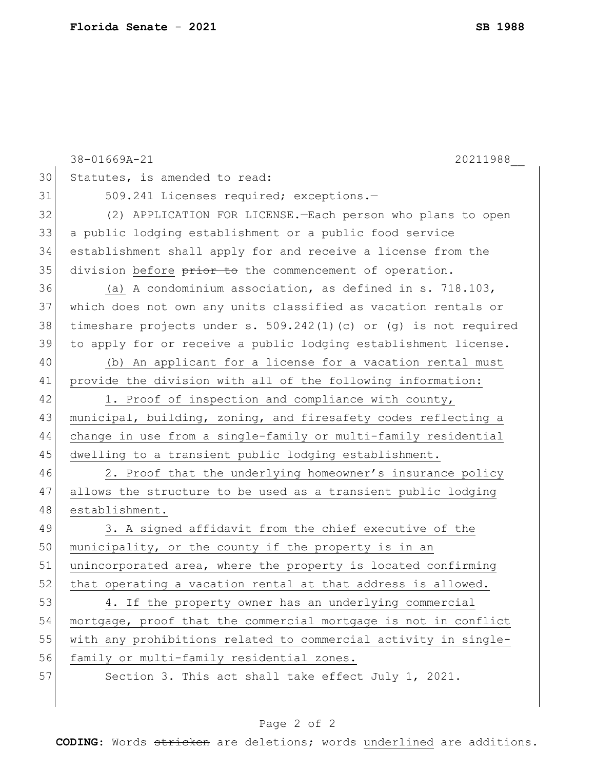38-01669A-21 20211988__

Statutes, is amended to read:

509.241 Licenses required; exceptions.—

(2) APPLICATION FOR LICENSE.—Each person who plans to open a public lodging establishment or a public food service establishment shall apply for and receive a license from the division before ~~prior to~~ the commencement of operation.

(a) A condominium association, as defined in s. 718.103, which does not own any units classified as vacation rentals or timeshare projects under s. 509.242(1)(c) or (g) is not required to apply for or receive a public lodging establishment license.

(b) An applicant for a license for a vacation rental must provide the division with all of the following information:

1. Proof of inspection and compliance with county, municipal, building, zoning, and firesafety codes reflecting a change in use from a single-family or multi-family residential dwelling to a transient public lodging establishment.

2. Proof that the underlying homeowner's insurance policy allows the structure to be used as a transient public lodging establishment.

3. A signed affidavit from the chief executive of the municipality, or the county if the property is in an unincorporated area, where the property is located confirming that operating a vacation rental at that address is allowed.

4. If the property owner has an underlying commercial mortgage, proof that the commercial mortgage is not in conflict with any prohibitions related to commercial activity in single-family or multi-family residential zones.

Section 3. This act shall take effect July 1, 2021.

**CODING:** Words ~~stricken~~ are deletions; words underlined are additions.